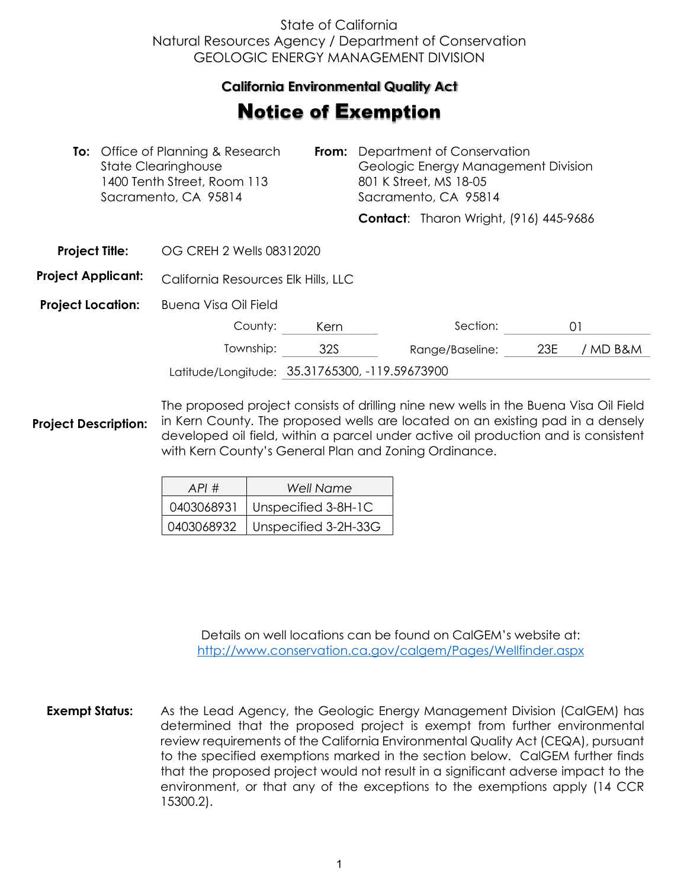State of California
Natural Resources Agency / Department of Conservation
GEOLOGIC ENERGY MANAGEMENT DIVISION

**California Environmental Quality Act**

# Notice of Exemption

**To:** Office of Planning & Research
State Clearinghouse
1400 Tenth Street, Room 113
Sacramento, CA 95814

**From:** Department of Conservation
Geologic Energy Management Division
801 K Street, MS 18-05
Sacramento, CA 95814

**Contact**: Tharon Wright, (916) 445-9686

**Project Title:** OG CREH 2 Wells 08312020

**Project Applicant:** California Resources Elk Hills, LLC

**Project Location:** Buena Visa Oil Field

County: Kern  Section: 01

Township: 32S  Range/Baseline: 23E / MD B&M

Latitude/Longitude: 35.31765300, -119.59673900

**Project Description:** The proposed project consists of drilling nine new wells in the Buena Visa Oil Field in Kern County. The proposed wells are located on an existing pad in a densely developed oil field, within a parcel under active oil production and is consistent with Kern County's General Plan and Zoning Ordinance.

| *API #* | *Well Name* |
|---|---|
| 0403068931 | Unspecified 3-8H-1C |
| 0403068932 | Unspecified 3-2H-33G |

Details on well locations can be found on CalGEM's website at:
http://www.conservation.ca.gov/calgem/Pages/Wellfinder.aspx

**Exempt Status:** As the Lead Agency, the Geologic Energy Management Division (CalGEM) has determined that the proposed project is exempt from further environmental review requirements of the California Environmental Quality Act (CEQA), pursuant to the specified exemptions marked in the section below. CalGEM further finds that the proposed project would not result in a significant adverse impact to the environment, or that any of the exceptions to the exemptions apply (14 CCR 15300.2).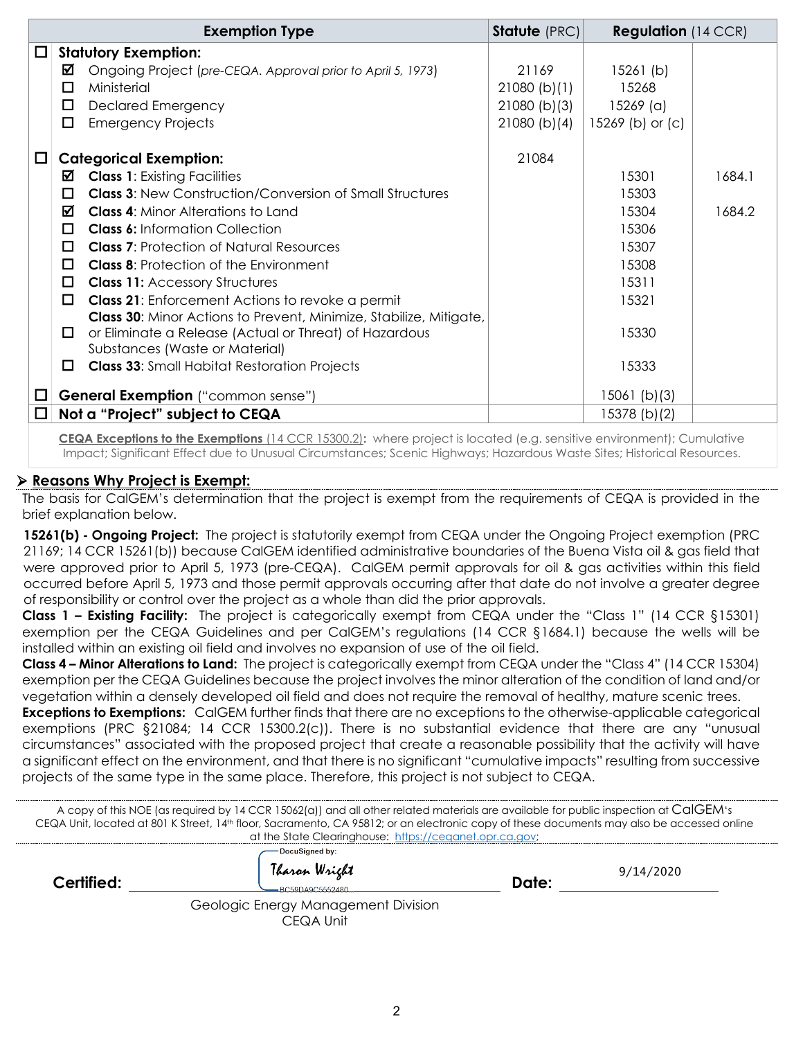| | Exemption Type | Statute (PRC) | Regulation (14 CCR) | |
|---|---|---|---|---|
| ☐ | **Statutory Exemption:** | | | |
| ☑ | Ongoing Project (*pre-CEQA. Approval prior to April 5, 1973*) | 21169 | 15261 (b) | |
| ☐ | Ministerial | 21080 (b)(1) | 15268 | |
| ☐ | Declared Emergency | 21080 (b)(3) | 15269 (a) | |
| ☐ | Emergency Projects | 21080 (b)(4) | 15269 (b) or (c) | |
| ☐ | **Categorical Exemption:** | 21084 | | |
| ☑ | **Class 1**: Existing Facilities | | 15301 | 1684.1 |
| ☐ | **Class 3**: New Construction/Conversion of Small Structures | | 15303 | |
| ☑ | **Class 4**: Minor Alterations to Land | | 15304 | 1684.2 |
| ☐ | **Class 6:** Information Collection | | 15306 | |
| ☐ | **Class 7**: Protection of Natural Resources | | 15307 | |
| ☐ | **Class 8**: Protection of the Environment | | 15308 | |
| ☐ | **Class 11:** Accessory Structures | | 15311 | |
| ☐ | **Class 21**: Enforcement Actions to revoke a permit | | 15321 | |
| ☐ | **Class 30**: Minor Actions to Prevent, Minimize, Stabilize, Mitigate, or Eliminate a Release (Actual or Threat) of Hazardous Substances (Waste or Material) | | 15330 | |
| ☐ | **Class 33**: Small Habitat Restoration Projects | | 15333 | |
| ☐ | **General Exemption** ("common sense") | | 15061 (b)(3) | |
| ☐ | **Not a "Project" subject to CEQA** | | 15378 (b)(2) | |

**CEQA Exceptions to the Exemptions** (14 CCR 15300.2)**:** where project is located (e.g. sensitive environment); Cumulative Impact; Significant Effect due to Unusual Circumstances; Scenic Highways; Hazardous Waste Sites; Historical Resources.

## ➢ Reasons Why Project is Exempt:

The basis for CalGEM's determination that the project is exempt from the requirements of CEQA is provided in the brief explanation below.

**15261(b) - Ongoing Project:** The project is statutorily exempt from CEQA under the Ongoing Project exemption (PRC 21169; 14 CCR 15261(b)) because CalGEM identified administrative boundaries of the Buena Vista oil & gas field that were approved prior to April 5, 1973 (pre-CEQA). CalGEM permit approvals for oil & gas activities within this field occurred before April 5, 1973 and those permit approvals occurring after that date do not involve a greater degree of responsibility or control over the project as a whole than did the prior approvals.

**Class 1 – Existing Facility:** The project is categorically exempt from CEQA under the "Class 1" (14 CCR §15301) exemption per the CEQA Guidelines and per CalGEM's regulations (14 CCR §1684.1) because the wells will be installed within an existing oil field and involves no expansion of use of the oil field.

**Class 4 – Minor Alterations to Land:** The project is categorically exempt from CEQA under the "Class 4" (14 CCR 15304) exemption per the CEQA Guidelines because the project involves the minor alteration of the condition of land and/or vegetation within a densely developed oil field and does not require the removal of healthy, mature scenic trees.

**Exceptions to Exemptions:** CalGEM further finds that there are no exceptions to the otherwise-applicable categorical exemptions (PRC §21084; 14 CCR 15300.2(c)). There is no substantial evidence that there are any "unusual circumstances" associated with the proposed project that create a reasonable possibility that the activity will have a significant effect on the environment, and that there is no significant "cumulative impacts" resulting from successive projects of the same type in the same place. Therefore, this project is not subject to CEQA.

A copy of this NOE (as required by 14 CCR 15062(a)) and all other related materials are available for public inspection at CalGEM's CEQA Unit, located at 801 K Street, 14th floor, Sacramento, CA 95812; or an electronic copy of these documents may also be accessed online at the State Clearinghouse: https://ceqanet.opr.ca.gov;

**Certified:** DocuSigned by: Tharon Wright BC59DA9C5552480 **Date:** 9/14/2020

Geologic Energy Management Division
CEQA Unit